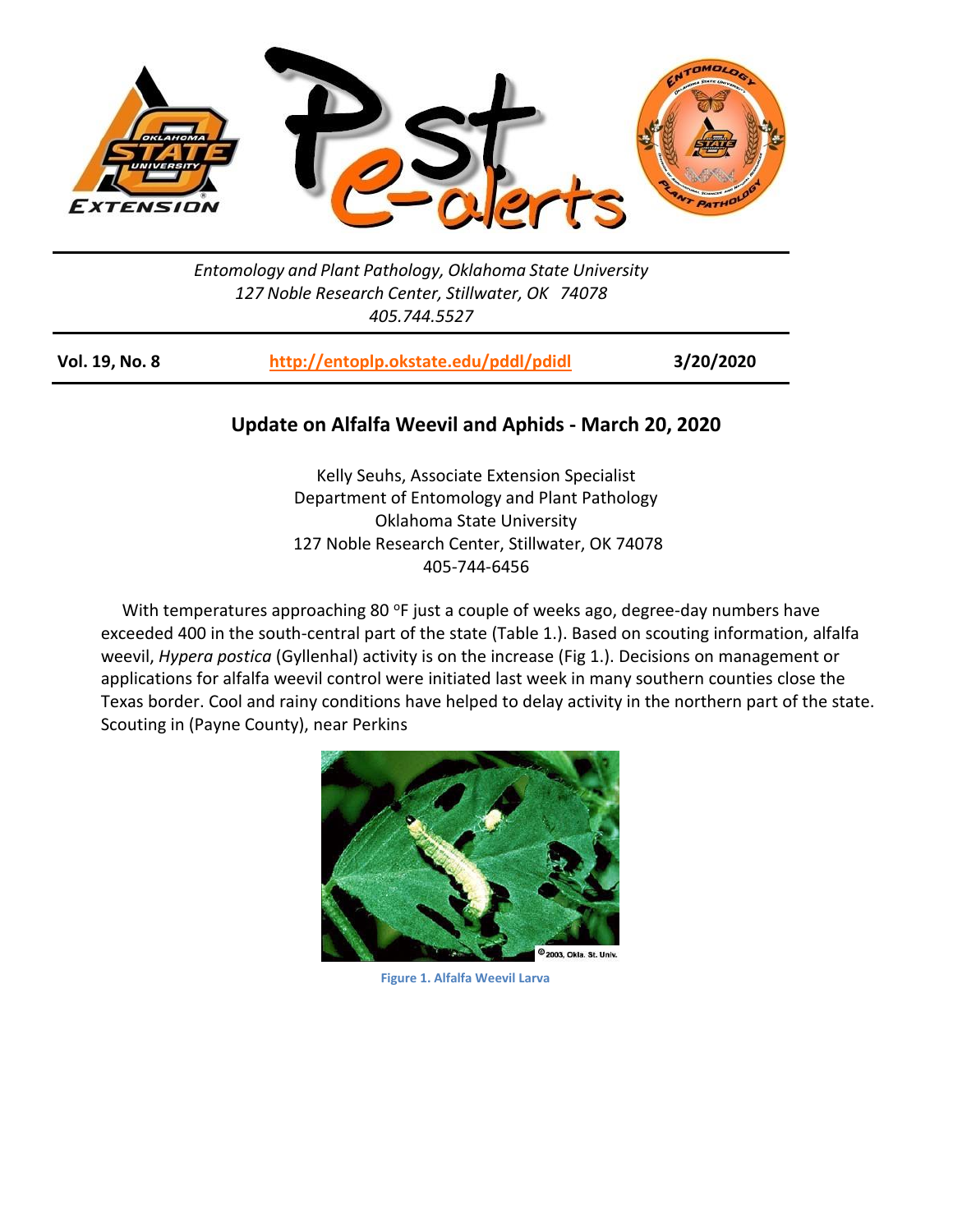Entomology and Plant Pathology, Oklahoma State University
127 Noble Research Center, Stillwater, OK 74078
405.744.5527

**Vol. 19, No. 8** | **http://entoplp.okstate.edu/pddl/pdidl** | **3/20/2020**

## Update on Alfalfa Weevil and Aphids - March 20, 2020

Kelly Seuhs, Associate Extension Specialist
Department of Entomology and Plant Pathology
Oklahoma State University
127 Noble Research Center, Stillwater, OK 74078
405-744-6456

With temperatures approaching 80 °F just a couple of weeks ago, degree-day numbers have exceeded 400 in the south-central part of the state (Table 1.). Based on scouting information, alfalfa weevil, *Hypera postica* (Gyllenhal) activity is on the increase (Fig 1.). Decisions on management or applications for alfalfa weevil control were initiated last week in many southern counties close the Texas border. Cool and rainy conditions have helped to delay activity in the northern part of the state. Scouting in (Payne County), near Perkins

Figure 1. Alfalfa Weevil Larva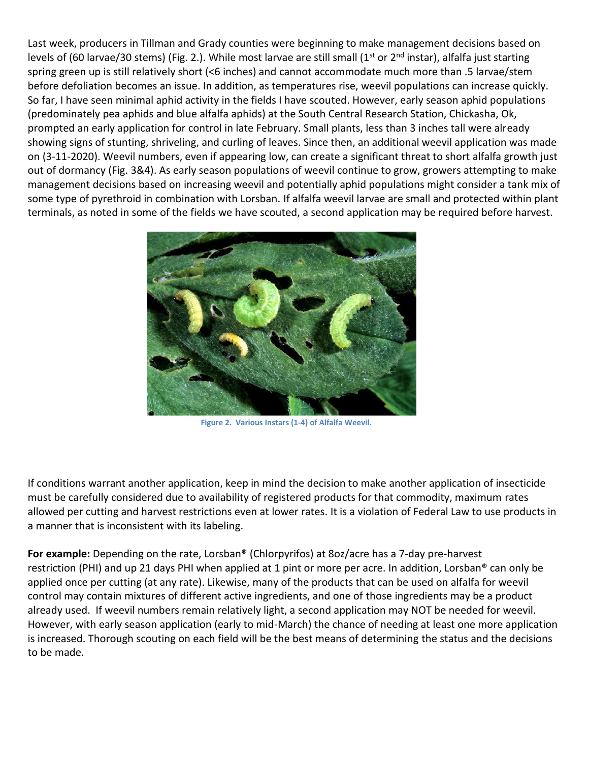Last week, producers in Tillman and Grady counties were beginning to make management decisions based on levels of (60 larvae/30 stems) (Fig. 2.). While most larvae are still small (1st or 2nd instar), alfalfa just starting spring green up is still relatively short (<6 inches) and cannot accommodate much more than .5 larvae/stem before defoliation becomes an issue. In addition, as temperatures rise, weevil populations can increase quickly. So far, I have seen minimal aphid activity in the fields I have scouted. However, early season aphid populations (predominately pea aphids and blue alfalfa aphids) at the South Central Research Station, Chickasha, Ok, prompted an early application for control in late February. Small plants, less than 3 inches tall were already showing signs of stunting, shriveling, and curling of leaves. Since then, an additional weevil application was made on (3-11-2020). Weevil numbers, even if appearing low, can create a significant threat to short alfalfa growth just out of dormancy (Fig. 3&4). As early season populations of weevil continue to grow, growers attempting to make management decisions based on increasing weevil and potentially aphid populations might consider a tank mix of some type of pyrethroid in combination with Lorsban. If alfalfa weevil larvae are small and protected within plant terminals, as noted in some of the fields we have scouted, a second application may be required before harvest.

**Figure 2. Various Instars (1-4) of Alfalfa Weevil.**

If conditions warrant another application, keep in mind the decision to make another application of insecticide must be carefully considered due to availability of registered products for that commodity, maximum rates allowed per cutting and harvest restrictions even at lower rates. It is a violation of Federal Law to use products in a manner that is inconsistent with its labeling.

**For example:** Depending on the rate, Lorsban® (Chlorpyrifos) at 8oz/acre has a 7-day pre-harvest restriction (PHI) and up 21 days PHI when applied at 1 pint or more per acre. In addition, Lorsban® can only be applied once per cutting (at any rate). Likewise, many of the products that can be used on alfalfa for weevil control may contain mixtures of different active ingredients, and one of those ingredients may be a product already used. If weevil numbers remain relatively light, a second application may NOT be needed for weevil. However, with early season application (early to mid-March) the chance of needing at least one more application is increased. Thorough scouting on each field will be the best means of determining the status and the decisions to be made.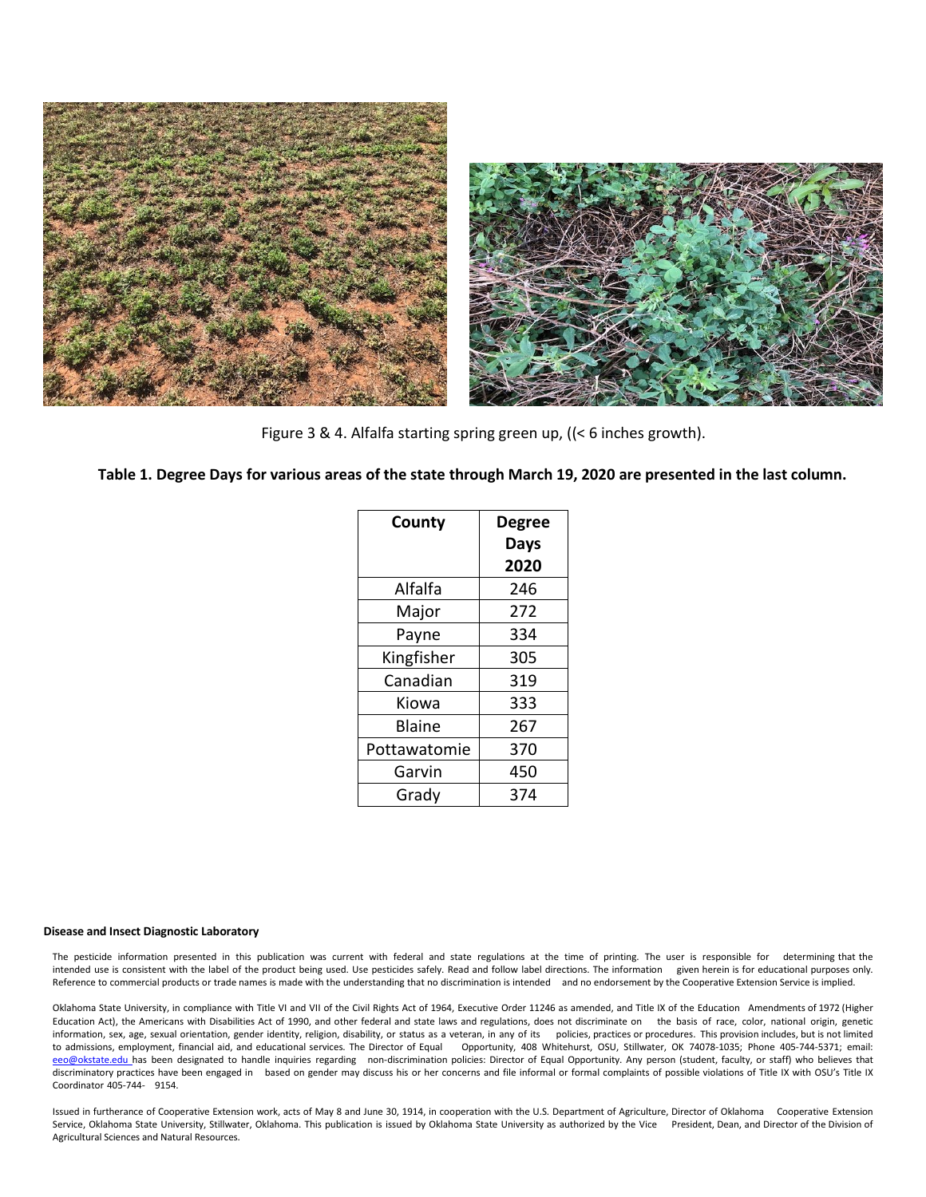Figure 3 & 4. Alfalfa starting spring green up, ((< 6 inches growth).

**Table 1. Degree Days for various areas of the state through March 19, 2020 are presented in the last column.**

| County | Degree Days 2020 |
|---|---|
| Alfalfa | 246 |
| Major | 272 |
| Payne | 334 |
| Kingfisher | 305 |
| Canadian | 319 |
| Kiowa | 333 |
| Blaine | 267 |
| Pottawatomie | 370 |
| Garvin | 450 |
| Grady | 374 |

**Disease and Insect Diagnostic Laboratory**

The pesticide information presented in this publication was current with federal and state regulations at the time of printing. The user is responsible for determining that the intended use is consistent with the label of the product being used. Use pesticides safely. Read and follow label directions. The information given herein is for educational purposes only. Reference to commercial products or trade names is made with the understanding that no discrimination is intended and no endorsement by the Cooperative Extension Service is implied.

Oklahoma State University, in compliance with Title VI and VII of the Civil Rights Act of 1964, Executive Order 11246 as amended, and Title IX of the Education Amendments of 1972 (Higher Education Act), the Americans with Disabilities Act of 1990, and other federal and state laws and regulations, does not discriminate on the basis of race, color, national origin, genetic information, sex, age, sexual orientation, gender identity, religion, disability, or status as a veteran, in any of its policies, practices or procedures. This provision includes, but is not limited to admissions, employment, financial aid, and educational services. The Director of Equal Opportunity, 408 Whitehurst, OSU, Stillwater, OK 74078-1035; Phone 405-744-5371; email: eeo@okstate.edu has been designated to handle inquiries regarding non-discrimination policies: Director of Equal Opportunity. Any person (student, faculty, or staff) who believes that discriminatory practices have been engaged in based on gender may discuss his or her concerns and file informal or formal complaints of possible violations of Title IX with OSU's Title IX Coordinator 405-744- 9154.

Issued in furtherance of Cooperative Extension work, acts of May 8 and June 30, 1914, in cooperation with the U.S. Department of Agriculture, Director of Oklahoma Cooperative Extension Service, Oklahoma State University, Stillwater, Oklahoma. This publication is issued by Oklahoma State University as authorized by the Vice President, Dean, and Director of the Division of Agricultural Sciences and Natural Resources.